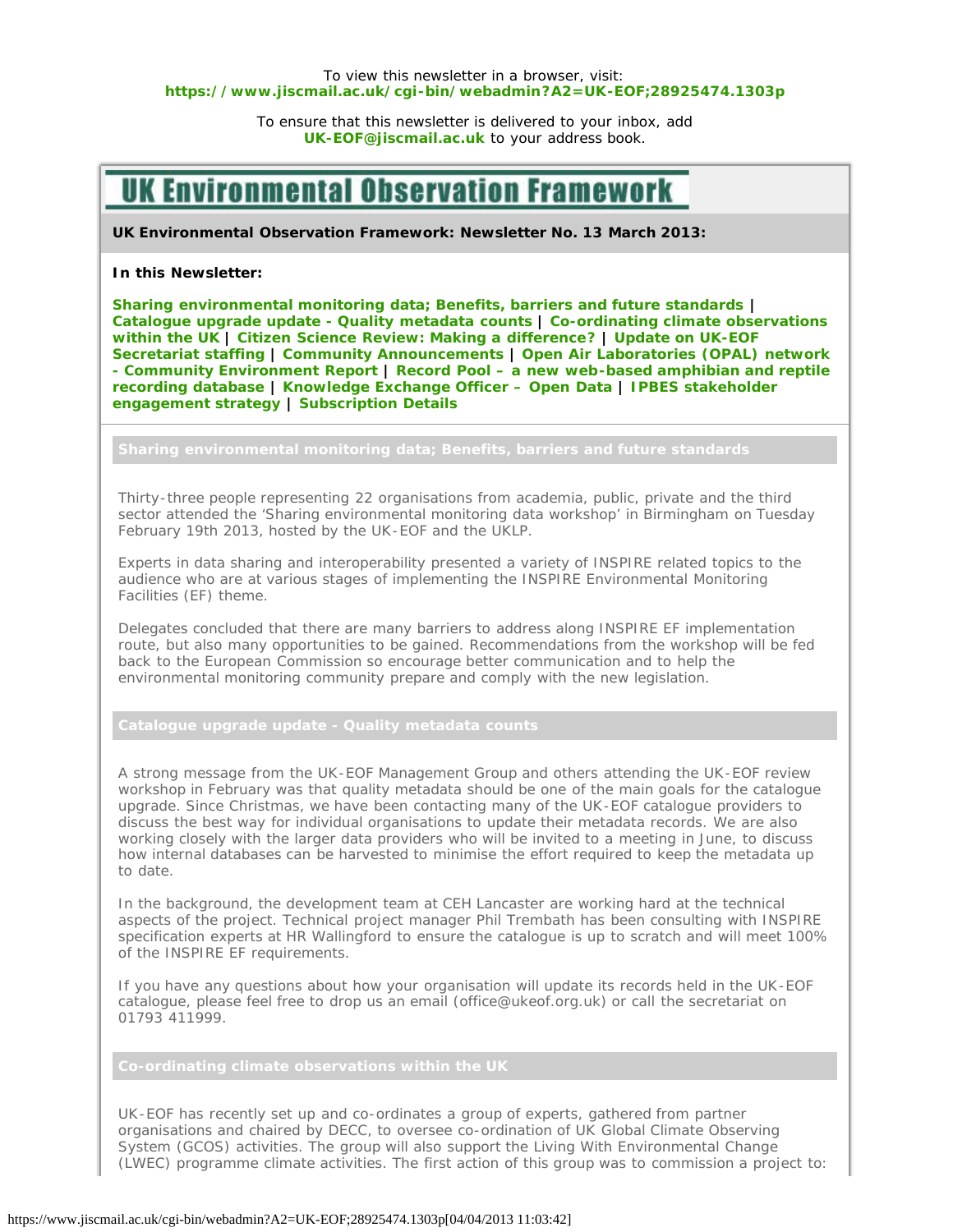To view this newsletter in a browser, visit: **https://www.jiscmail.ac.uk/cgi-bin/webadmin?A2=UK-EOF;28925474.1303p**

To ensure that this newsletter is delivered to your inbox, add **UK-EOF@jiscmail.ac.uk** to your address book.

# UK Environmental Observation Framework

**UK Environmental Observation Framework: Newsletter No. 13 March 2013:**

**In this Newsletter:**

**Sharing environmental monitoring data; Benefits, barriers and future standards | Catalogue upgrade update - Quality metadata counts | Co-ordinating climate observations within the UK | Citizen Science Review: Making a difference? | Update on UK-EOF Secretariat staffing | Community Announcements | Open Air Laboratories (OPAL) network - Community Environment Report | Record Pool – a new web-based amphibian and reptile recording database | Knowledge Exchange Officer – Open Data | IPBES stakeholder engagement strategy | Subscription Details**

## Sharing environmental monitoring data; Benefits, barriers and future standards

Thirty-three people representing 22 organisations from academia, public, private and the third sector attended the 'Sharing environmental monitoring data workshop' in Birmingham on Tuesday February 19th 2013, hosted by the UK-EOF and the UKLP.

Experts in data sharing and interoperability presented a variety of INSPIRE related topics to the audience who are at various stages of implementing the INSPIRE Environmental Monitoring Facilities (EF) theme.

Delegates concluded that there are many barriers to address along INSPIRE EF implementation route, but also many opportunities to be gained. Recommendations from the workshop will be fed back to the European Commission so encourage better communication and to help the environmental monitoring community prepare and comply with the new legislation.

## Catalogue upgrade update - Quality metadata counts

A strong message from the UK-EOF Management Group and others attending the UK-EOF review workshop in February was that quality metadata should be one of the main goals for the catalogue upgrade. Since Christmas, we have been contacting many of the UK-EOF catalogue providers to discuss the best way for individual organisations to update their metadata records. We are also working closely with the larger data providers who will be invited to a meeting in June, to discuss how internal databases can be harvested to minimise the effort required to keep the metadata up to date.

In the background, the development team at CEH Lancaster are working hard at the technical aspects of the project. Technical project manager Phil Trembath has been consulting with INSPIRE specification experts at HR Wallingford to ensure the catalogue is up to scratch and will meet 100% of the INSPIRE EF requirements.

If you have any questions about how your organisation will update its records held in the UK-EOF catalogue, please feel free to drop us an email (office@ukeof.org.uk) or call the secretariat on 01793 411999.

## Co-ordinating climate observations within the UK

UK-EOF has recently set up and co-ordinates a group of experts, gathered from partner organisations and chaired by DECC, to oversee co-ordination of UK Global Climate Observing System (GCOS) activities. The group will also support the Living With Environmental Change (LWEC) programme climate activities. The first action of this group was to commission a project to: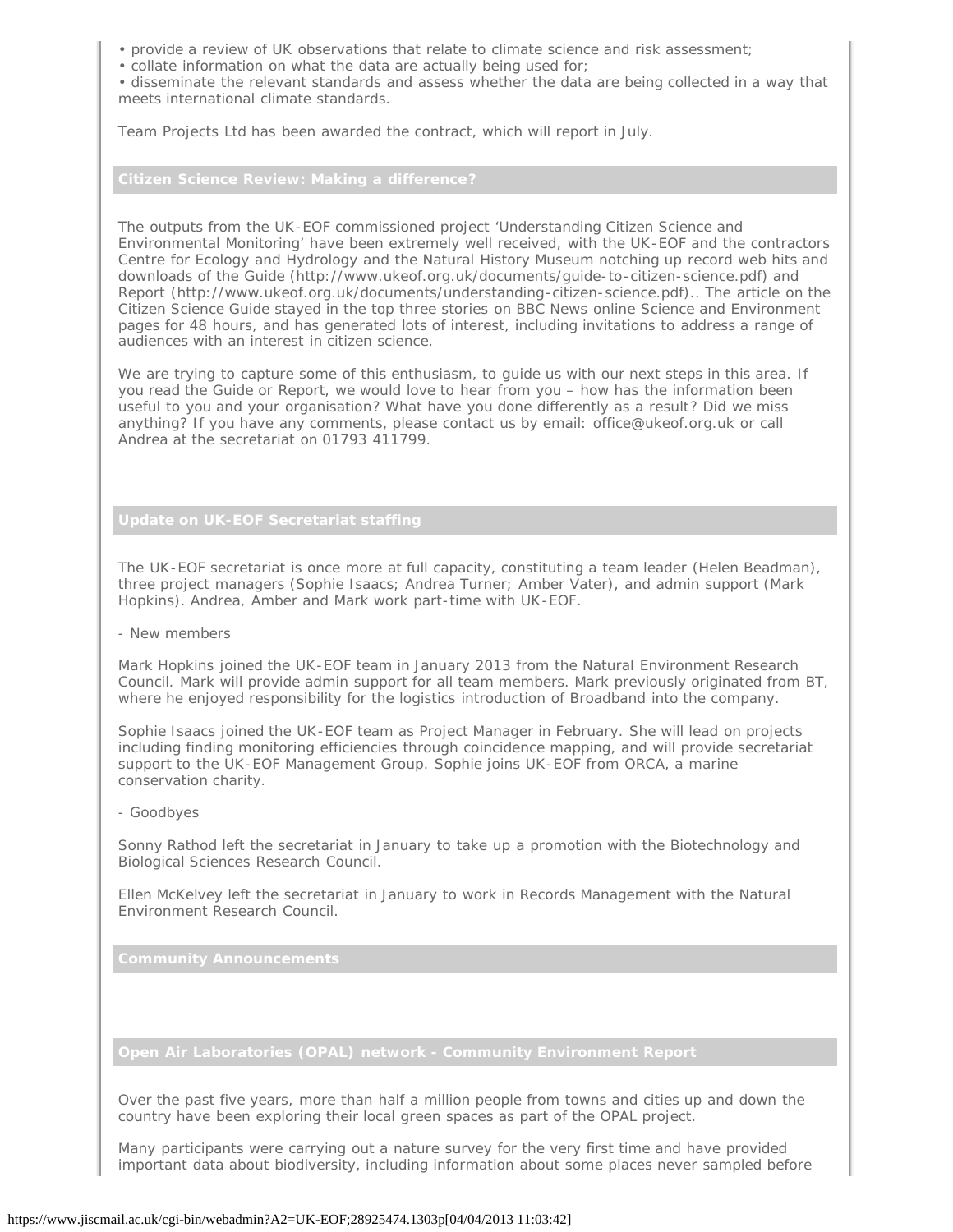- provide a review of UK observations that relate to climate science and risk assessment;
- collate information on what the data are actually being used for;
- disseminate the relevant standards and assess whether the data are being collected in a way that meets international climate standards.

Team Projects Ltd has been awarded the contract, which will report in July.

## Citizen Science Review: Making a difference?

The outputs from the UK-EOF commissioned project 'Understanding Citizen Science and Environmental Monitoring' have been extremely well received, with the UK-EOF and the contractors Centre for Ecology and Hydrology and the Natural History Museum notching up record web hits and downloads of the Guide (http://www.ukeof.org.uk/documents/guide-to-citizen-science.pdf) and Report (http://www.ukeof.org.uk/documents/understanding-citizen-science.pdf).. The article on the Citizen Science Guide stayed in the top three stories on BBC News online Science and Environment pages for 48 hours, and has generated lots of interest, including invitations to address a range of audiences with an interest in citizen science.

We are trying to capture some of this enthusiasm, to guide us with our next steps in this area. If you read the Guide or Report, we would love to hear from you – how has the information been useful to you and your organisation? What have you done differently as a result? Did we miss anything? If you have any comments, please contact us by email: office@ukeof.org.uk or call Andrea at the secretariat on 01793 411799.

## Update on UK-EOF Secretariat staffing

The UK-EOF secretariat is once more at full capacity, constituting a team leader (Helen Beadman), three project managers (Sophie Isaacs; Andrea Turner; Amber Vater), and admin support (Mark Hopkins). Andrea, Amber and Mark work part-time with UK-EOF.

- New members

Mark Hopkins joined the UK-EOF team in January 2013 from the Natural Environment Research Council. Mark will provide admin support for all team members. Mark previously originated from BT, where he enjoyed responsibility for the logistics introduction of Broadband into the company.

Sophie Isaacs joined the UK-EOF team as Project Manager in February. She will lead on projects including finding monitoring efficiencies through coincidence mapping, and will provide secretariat support to the UK-EOF Management Group. Sophie joins UK-EOF from ORCA, a marine conservation charity.

- Goodbyes

Sonny Rathod left the secretariat in January to take up a promotion with the Biotechnology and Biological Sciences Research Council.

Ellen McKelvey left the secretariat in January to work in Records Management with the Natural Environment Research Council.

## Community Announcements

## Open Air Laboratories (OPAL) network - Community Environment Report

Over the past five years, more than half a million people from towns and cities up and down the country have been exploring their local green spaces as part of the OPAL project.

Many participants were carrying out a nature survey for the very first time and have provided important data about biodiversity, including information about some places never sampled before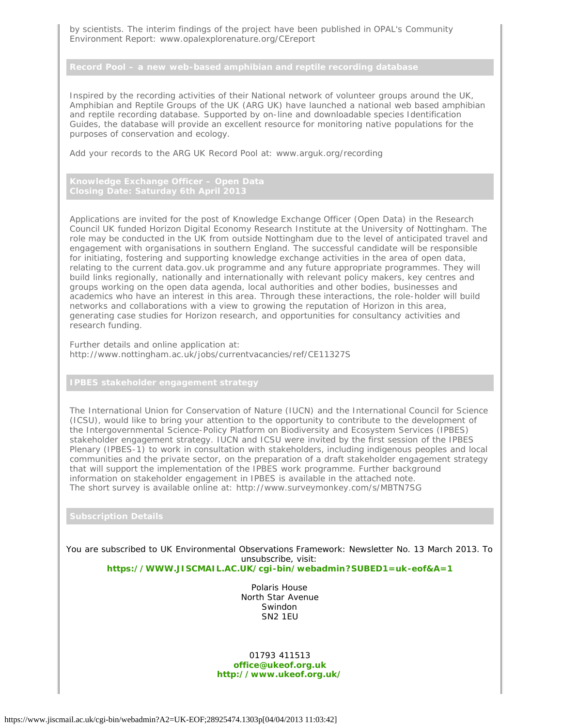by scientists. The interim findings of the project have been published in OPAL's Community Environment Report: www.opalexplorenature.org/CEreport

## Record Pool – a new web-based amphibian and reptile recording database

Inspired by the recording activities of their National network of volunteer groups around the UK, Amphibian and Reptile Groups of the UK (ARG UK) have launched a national web based amphibian and reptile recording database. Supported by on-line and downloadable species Identification Guides, the database will provide an excellent resource for monitoring native populations for the purposes of conservation and ecology.

Add your records to the ARG UK Record Pool at: www.arguk.org/recording

## Knowledge Exchange Officer – Open Data
## Closing Date: Saturday 6th April 2013

Applications are invited for the post of Knowledge Exchange Officer (Open Data) in the Research Council UK funded Horizon Digital Economy Research Institute at the University of Nottingham. The role may be conducted in the UK from outside Nottingham due to the level of anticipated travel and engagement with organisations in southern England. The successful candidate will be responsible for initiating, fostering and supporting knowledge exchange activities in the area of open data, relating to the current data.gov.uk programme and any future appropriate programmes. They will build links regionally, nationally and internationally with relevant policy makers, key centres and groups working on the open data agenda, local authorities and other bodies, businesses and academics who have an interest in this area. Through these interactions, the role-holder will build networks and collaborations with a view to growing the reputation of Horizon in this area, generating case studies for Horizon research, and opportunities for consultancy activities and research funding.

Further details and online application at:
http://www.nottingham.ac.uk/jobs/currentvacancies/ref/CE11327S

## IPBES stakeholder engagement strategy

The International Union for Conservation of Nature (IUCN) and the International Council for Science (ICSU), would like to bring your attention to the opportunity to contribute to the development of the Intergovernmental Science-Policy Platform on Biodiversity and Ecosystem Services (IPBES) stakeholder engagement strategy. IUCN and ICSU were invited by the first session of the IPBES Plenary (IPBES-1) to work in consultation with stakeholders, including indigenous peoples and local communities and the private sector, on the preparation of a draft stakeholder engagement strategy that will support the implementation of the IPBES work programme. Further background information on stakeholder engagement in IPBES is available in the attached note.
The short survey is available online at: http://www.surveymonkey.com/s/MBTN7SG

## Subscription Details

You are subscribed to UK Environmental Observations Framework: Newsletter No. 13 March 2013. To unsubscribe, visit:
**https://WWW.JISCMAIL.AC.UK/cgi-bin/webadmin?SUBED1=uk-eof&A=1**

Polaris House
North Star Avenue
Swindon
SN2 1EU

01793 411513
**office@ukeof.org.uk**
**http://www.ukeof.org.uk/**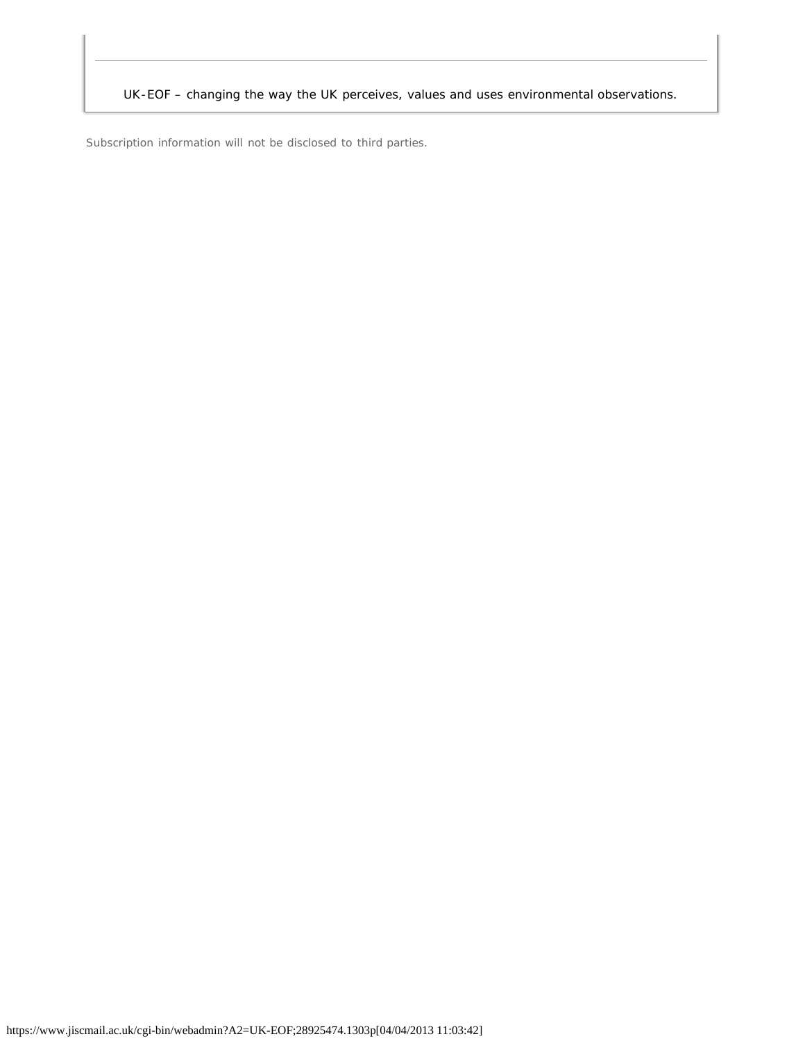---

UK-EOF – changing the way the UK perceives, values and uses environmental observations.

Subscription information will not be disclosed to third parties.